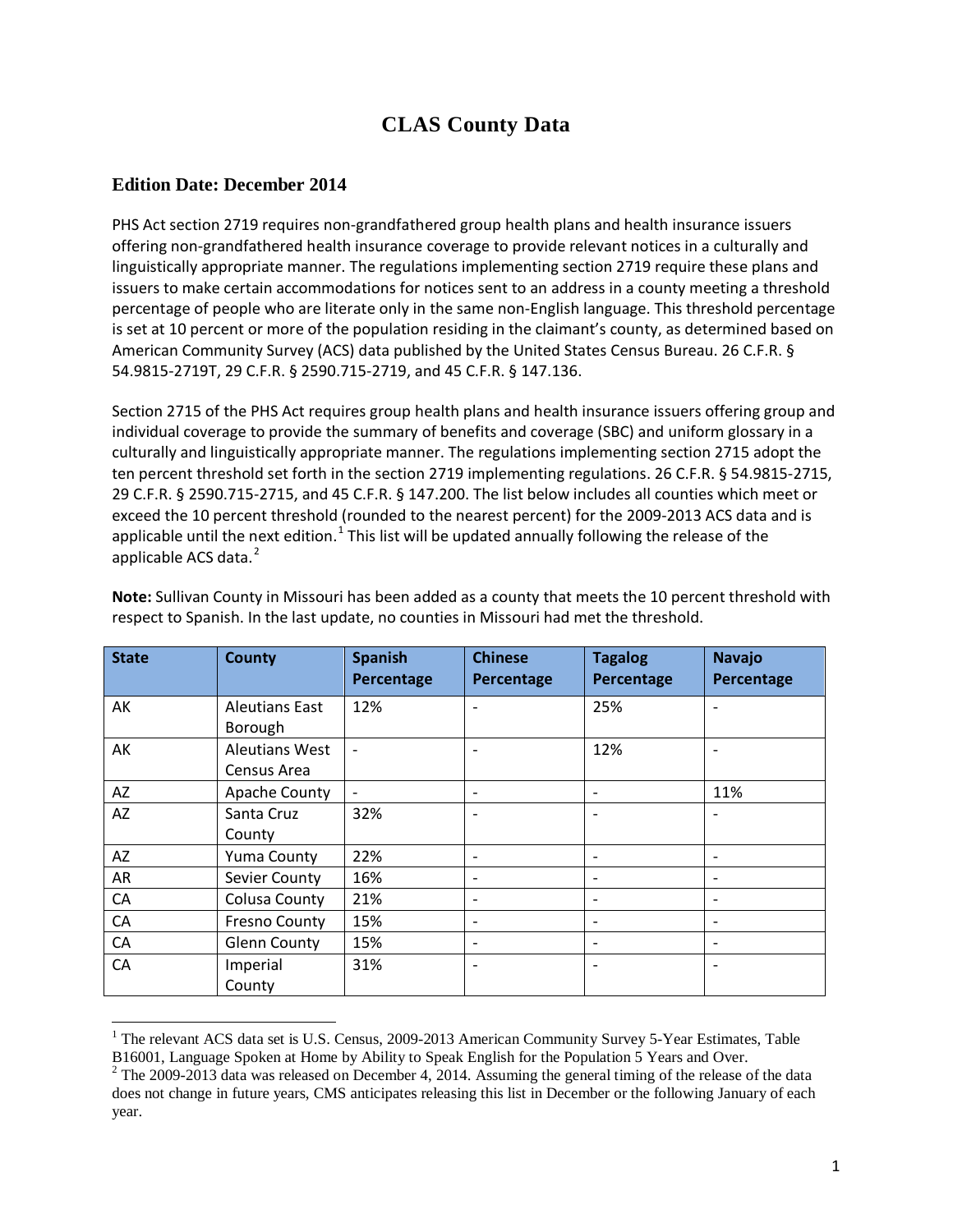# CLAS County Data

## Edition Date: December 2014

PHS Act section 2719 requires non-grandfathered group health plans and health insurance issuers offering non-grandfathered health insurance coverage to provide relevant notices in a culturally and linguistically appropriate manner. The regulations implementing section 2719 require these plans and issuers to make certain accommodations for notices sent to an address in a county meeting a threshold percentage of people who are literate only in the same non-English language. This threshold percentage is set at 10 percent or more of the population residing in the claimant's county, as determined based on American Community Survey (ACS) data published by the United States Census Bureau. 26 C.F.R. § 54.9815-2719T, 29 C.F.R. § 2590.715-2719, and 45 C.F.R. § 147.136.

Section 2715 of the PHS Act requires group health plans and health insurance issuers offering group and individual coverage to provide the summary of benefits and coverage (SBC) and uniform glossary in a culturally and linguistically appropriate manner. The regulations implementing section 2715 adopt the ten percent threshold set forth in the section 2719 implementing regulations. 26 C.F.R. § 54.9815-2715, 29 C.F.R. § 2590.715-2715, and 45 C.F.R. § 147.200. The list below includes all counties which meet or exceed the 10 percent threshold (rounded to the nearest percent) for the 2009-2013 ACS data and is applicable until the next edition.[1] This list will be updated annually following the release of the applicable ACS data.[2]

**Note:** Sullivan County in Missouri has been added as a county that meets the 10 percent threshold with respect to Spanish. In the last update, no counties in Missouri had met the threshold.

| State | County | Spanish Percentage | Chinese Percentage | Tagalog Percentage | Navajo Percentage |
|---|---|---|---|---|---|
| AK | Aleutians East Borough | 12% | - | 25% | - |
| AK | Aleutians West Census Area | - | - | 12% | - |
| AZ | Apache County | - | - | - | 11% |
| AZ | Santa Cruz County | 32% | - | - | - |
| AZ | Yuma County | 22% | - | - | - |
| AR | Sevier County | 16% | - | - | - |
| CA | Colusa County | 21% | - | - | - |
| CA | Fresno County | 15% | - | - | - |
| CA | Glenn County | 15% | - | - | - |
| CA | Imperial County | 31% | - | - | - |

[1] The relevant ACS data set is U.S. Census, 2009-2013 American Community Survey 5-Year Estimates, Table B16001, Language Spoken at Home by Ability to Speak English for the Population 5 Years and Over.

[2] The 2009-2013 data was released on December 4, 2014. Assuming the general timing of the release of the data does not change in future years, CMS anticipates releasing this list in December or the following January of each year.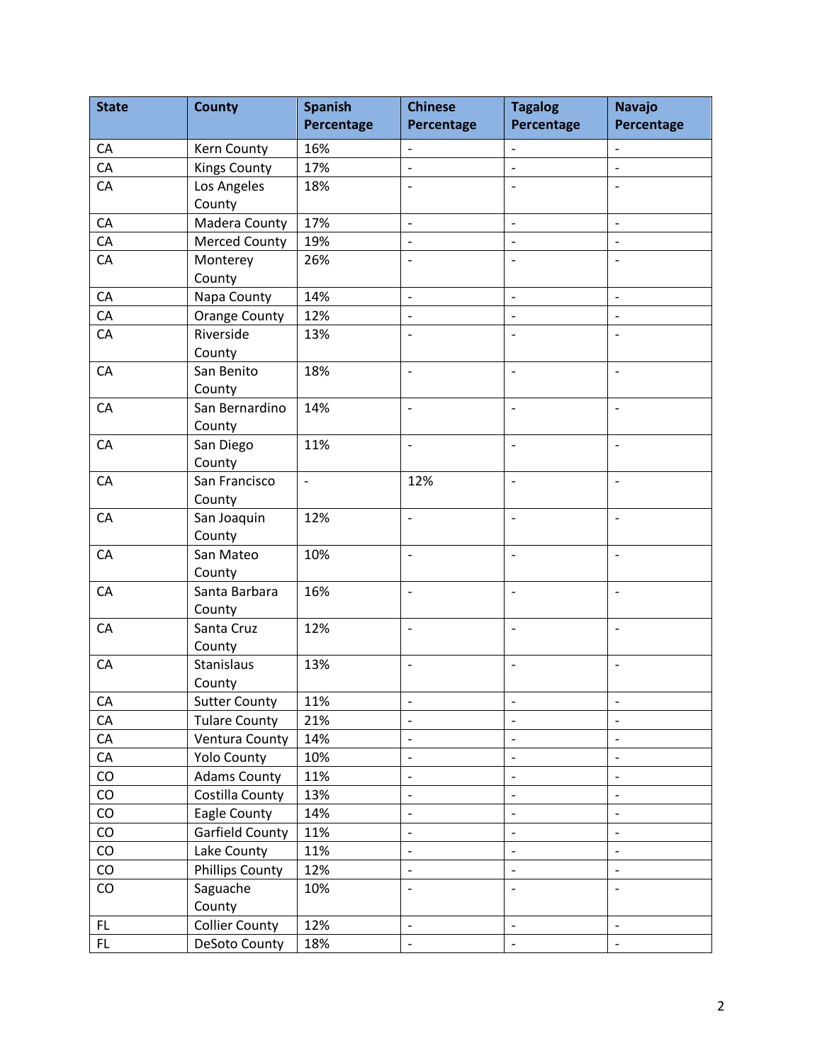| State | County | Spanish Percentage | Chinese Percentage | Tagalog Percentage | Navajo Percentage |
|---|---|---|---|---|---|
| CA | Kern County | 16% | - | - | - |
| CA | Kings County | 17% | - | - | - |
| CA | Los Angeles County | 18% | - | - | - |
| CA | Madera County | 17% | - | - | - |
| CA | Merced County | 19% | - | - | - |
| CA | Monterey County | 26% | - | - | - |
| CA | Napa County | 14% | - | - | - |
| CA | Orange County | 12% | - | - | - |
| CA | Riverside County | 13% | - | - | - |
| CA | San Benito County | 18% | - | - | - |
| CA | San Bernardino County | 14% | - | - | - |
| CA | San Diego County | 11% | - | - | - |
| CA | San Francisco County | - | 12% | - | - |
| CA | San Joaquin County | 12% | - | - | - |
| CA | San Mateo County | 10% | - | - | - |
| CA | Santa Barbara County | 16% | - | - | - |
| CA | Santa Cruz County | 12% | - | - | - |
| CA | Stanislaus County | 13% | - | - | - |
| CA | Sutter County | 11% | - | - | - |
| CA | Tulare County | 21% | - | - | - |
| CA | Ventura County | 14% | - | - | - |
| CA | Yolo County | 10% | - | - | - |
| CO | Adams County | 11% | - | - | - |
| CO | Costilla County | 13% | - | - | - |
| CO | Eagle County | 14% | - | - | - |
| CO | Garfield County | 11% | - | - | - |
| CO | Lake County | 11% | - | - | - |
| CO | Phillips County | 12% | - | - | - |
| CO | Saguache County | 10% | - | - | - |
| FL | Collier County | 12% | - | - | - |
| FL | DeSoto County | 18% | - | - | - |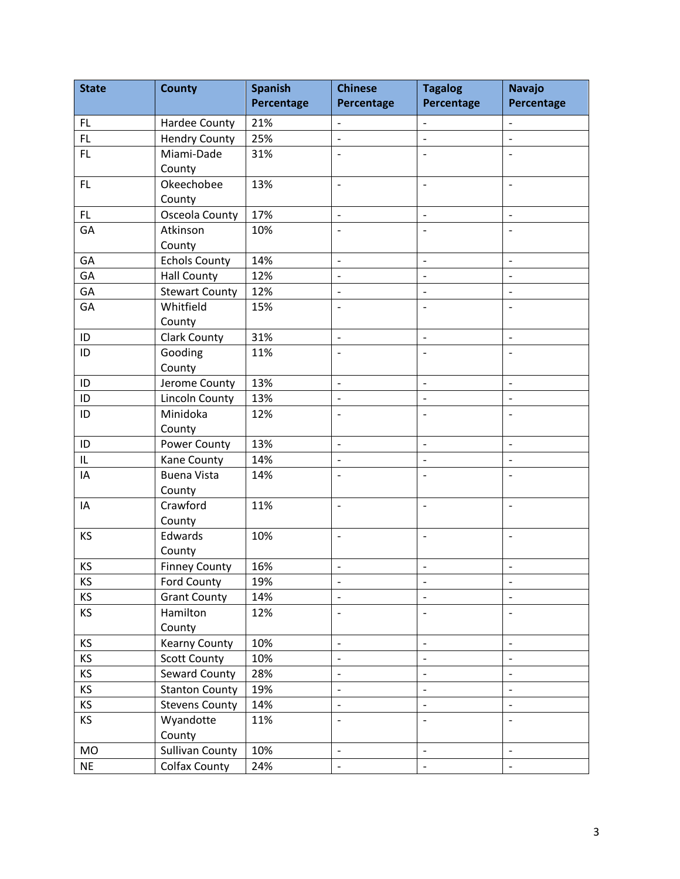| State | County | Spanish Percentage | Chinese Percentage | Tagalog Percentage | Navajo Percentage |
|---|---|---|---|---|---|
| FL | Hardee County | 21% | - | - | - |
| FL | Hendry County | 25% | - | - | - |
| FL | Miami-Dade County | 31% | - | - | - |
| FL | Okeechobee County | 13% | - | - | - |
| FL | Osceola County | 17% | - | - | - |
| GA | Atkinson County | 10% | - | - | - |
| GA | Echols County | 14% | - | - | - |
| GA | Hall County | 12% | - | - | - |
| GA | Stewart County | 12% | - | - | - |
| GA | Whitfield County | 15% | - | - | - |
| ID | Clark County | 31% | - | - | - |
| ID | Gooding County | 11% | - | - | - |
| ID | Jerome County | 13% | - | - | - |
| ID | Lincoln County | 13% | - | - | - |
| ID | Minidoka County | 12% | - | - | - |
| ID | Power County | 13% | - | - | - |
| IL | Kane County | 14% | - | - | - |
| IA | Buena Vista County | 14% | - | - | - |
| IA | Crawford County | 11% | - | - | - |
| KS | Edwards County | 10% | - | - | - |
| KS | Finney County | 16% | - | - | - |
| KS | Ford County | 19% | - | - | - |
| KS | Grant County | 14% | - | - | - |
| KS | Hamilton County | 12% | - | - | - |
| KS | Kearny County | 10% | - | - | - |
| KS | Scott County | 10% | - | - | - |
| KS | Seward County | 28% | - | - | - |
| KS | Stanton County | 19% | - | - | - |
| KS | Stevens County | 14% | - | - | - |
| KS | Wyandotte County | 11% | - | - | - |
| MO | Sullivan County | 10% | - | - | - |
| NE | Colfax County | 24% | - | - | - |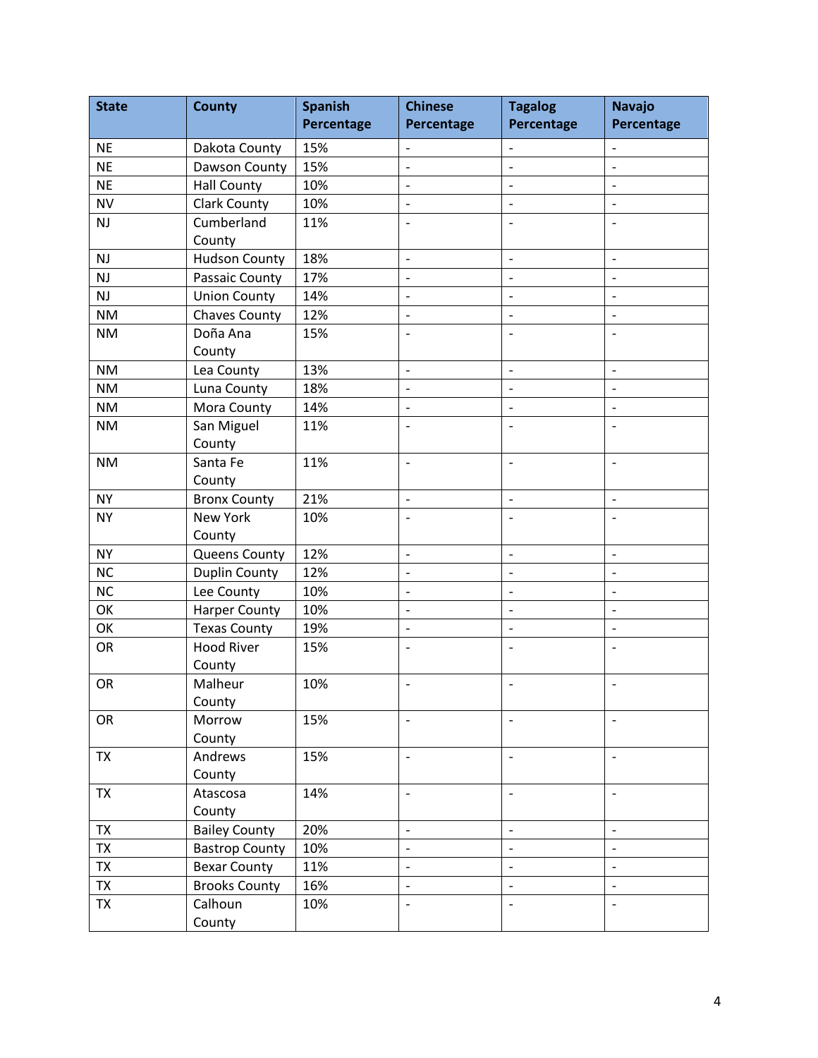| State | County | Spanish Percentage | Chinese Percentage | Tagalog Percentage | Navajo Percentage |
|---|---|---|---|---|---|
| NE | Dakota County | 15% | - | - | - |
| NE | Dawson County | 15% | - | - | - |
| NE | Hall County | 10% | - | - | - |
| NV | Clark County | 10% | - | - | - |
| NJ | Cumberland County | 11% | - | - | - |
| NJ | Hudson County | 18% | - | - | - |
| NJ | Passaic County | 17% | - | - | - |
| NJ | Union County | 14% | - | - | - |
| NM | Chaves County | 12% | - | - | - |
| NM | Doña Ana County | 15% | - | - | - |
| NM | Lea County | 13% | - | - | - |
| NM | Luna County | 18% | - | - | - |
| NM | Mora County | 14% | - | - | - |
| NM | San Miguel County | 11% | - | - | - |
| NM | Santa Fe County | 11% | - | - | - |
| NY | Bronx County | 21% | - | - | - |
| NY | New York County | 10% | - | - | - |
| NY | Queens County | 12% | - | - | - |
| NC | Duplin County | 12% | - | - | - |
| NC | Lee County | 10% | - | - | - |
| OK | Harper County | 10% | - | - | - |
| OK | Texas County | 19% | - | - | - |
| OR | Hood River County | 15% | - | - | - |
| OR | Malheur County | 10% | - | - | - |
| OR | Morrow County | 15% | - | - | - |
| TX | Andrews County | 15% | - | - | - |
| TX | Atascosa County | 14% | - | - | - |
| TX | Bailey County | 20% | - | - | - |
| TX | Bastrop County | 10% | - | - | - |
| TX | Bexar County | 11% | - | - | - |
| TX | Brooks County | 16% | - | - | - |
| TX | Calhoun County | 10% | - | - | - |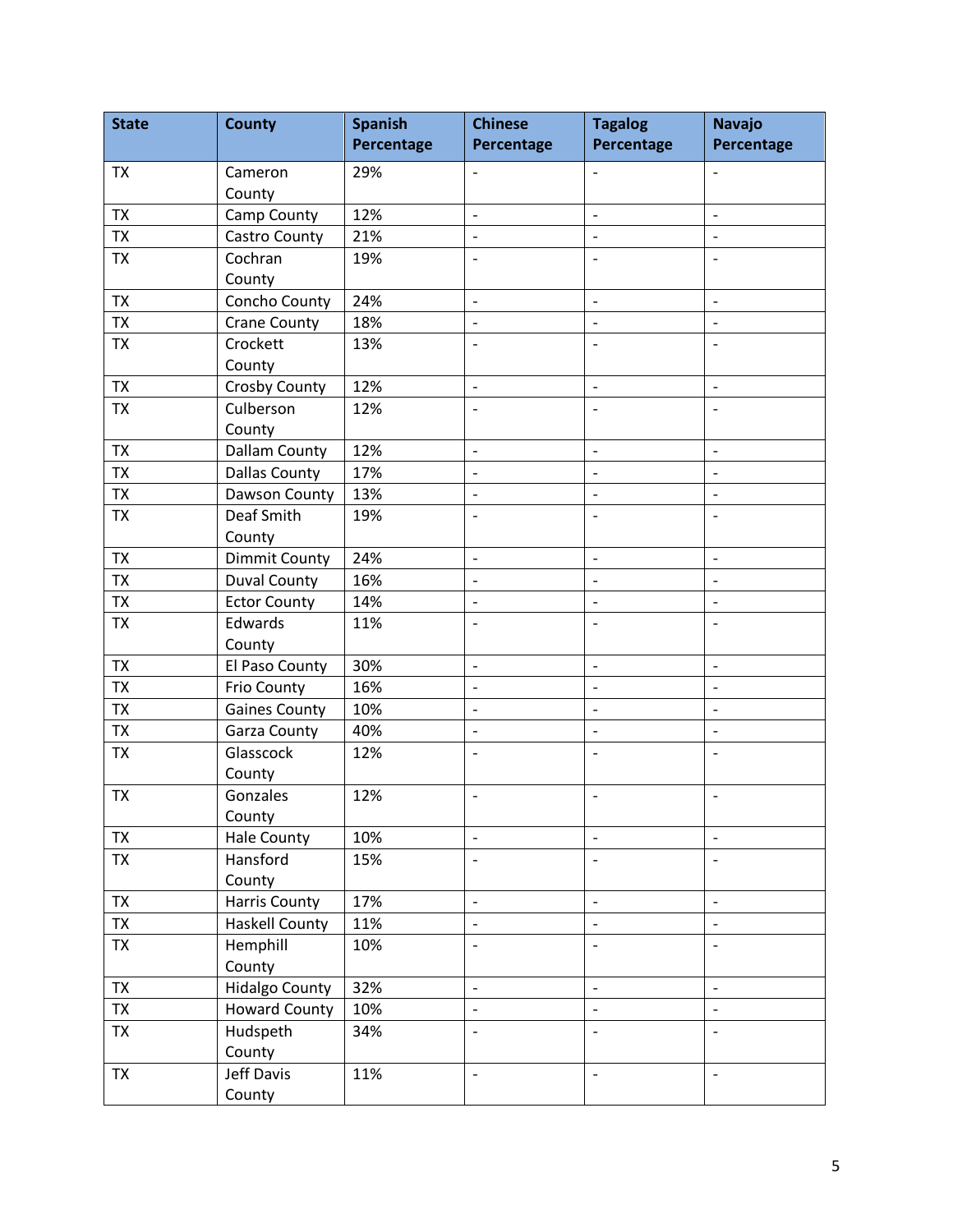| State | County | Spanish Percentage | Chinese Percentage | Tagalog Percentage | Navajo Percentage |
|---|---|---|---|---|---|
| TX | Cameron County | 29% | - | - | - |
| TX | Camp County | 12% | - | - | - |
| TX | Castro County | 21% | - | - | - |
| TX | Cochran County | 19% | - | - | - |
| TX | Concho County | 24% | - | - | - |
| TX | Crane County | 18% | - | - | - |
| TX | Crockett County | 13% | - | - | - |
| TX | Crosby County | 12% | - | - | - |
| TX | Culberson County | 12% | - | - | - |
| TX | Dallam County | 12% | - | - | - |
| TX | Dallas County | 17% | - | - | - |
| TX | Dawson County | 13% | - | - | - |
| TX | Deaf Smith County | 19% | - | - | - |
| TX | Dimmit County | 24% | - | - | - |
| TX | Duval County | 16% | - | - | - |
| TX | Ector County | 14% | - | - | - |
| TX | Edwards County | 11% | - | - | - |
| TX | El Paso County | 30% | - | - | - |
| TX | Frio County | 16% | - | - | - |
| TX | Gaines County | 10% | - | - | - |
| TX | Garza County | 40% | - | - | - |
| TX | Glasscock County | 12% | - | - | - |
| TX | Gonzales County | 12% | - | - | - |
| TX | Hale County | 10% | - | - | - |
| TX | Hansford County | 15% | - | - | - |
| TX | Harris County | 17% | - | - | - |
| TX | Haskell County | 11% | - | - | - |
| TX | Hemphill County | 10% | - | - | - |
| TX | Hidalgo County | 32% | - | - | - |
| TX | Howard County | 10% | - | - | - |
| TX | Hudspeth County | 34% | - | - | - |
| TX | Jeff Davis County | 11% | - | - | - |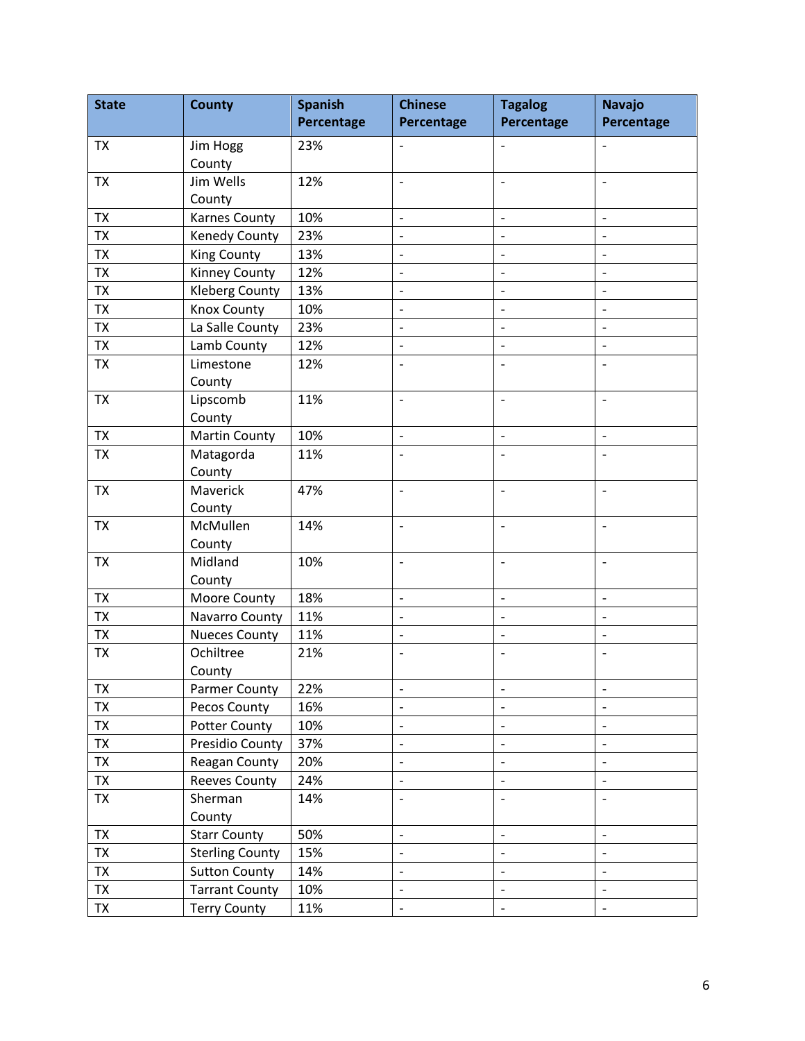| State | County | Spanish Percentage | Chinese Percentage | Tagalog Percentage | Navajo Percentage |
|---|---|---|---|---|---|
| TX | Jim Hogg County | 23% | - | - | - |
| TX | Jim Wells County | 12% | - | - | - |
| TX | Karnes County | 10% | - | - | - |
| TX | Kenedy County | 23% | - | - | - |
| TX | King County | 13% | - | - | - |
| TX | Kinney County | 12% | - | - | - |
| TX | Kleberg County | 13% | - | - | - |
| TX | Knox County | 10% | - | - | - |
| TX | La Salle County | 23% | - | - | - |
| TX | Lamb County | 12% | - | - | - |
| TX | Limestone County | 12% | - | - | - |
| TX | Lipscomb County | 11% | - | - | - |
| TX | Martin County | 10% | - | - | - |
| TX | Matagorda County | 11% | - | - | - |
| TX | Maverick County | 47% | - | - | - |
| TX | McMullen County | 14% | - | - | - |
| TX | Midland County | 10% | - | - | - |
| TX | Moore County | 18% | - | - | - |
| TX | Navarro County | 11% | - | - | - |
| TX | Nueces County | 11% | - | - | - |
| TX | Ochiltree County | 21% | - | - | - |
| TX | Parmer County | 22% | - | - | - |
| TX | Pecos County | 16% | - | - | - |
| TX | Potter County | 10% | - | - | - |
| TX | Presidio County | 37% | - | - | - |
| TX | Reagan County | 20% | - | - | - |
| TX | Reeves County | 24% | - | - | - |
| TX | Sherman County | 14% | - | - | - |
| TX | Starr County | 50% | - | - | - |
| TX | Sterling County | 15% | - | - | - |
| TX | Sutton County | 14% | - | - | - |
| TX | Tarrant County | 10% | - | - | - |
| TX | Terry County | 11% | - | - | - |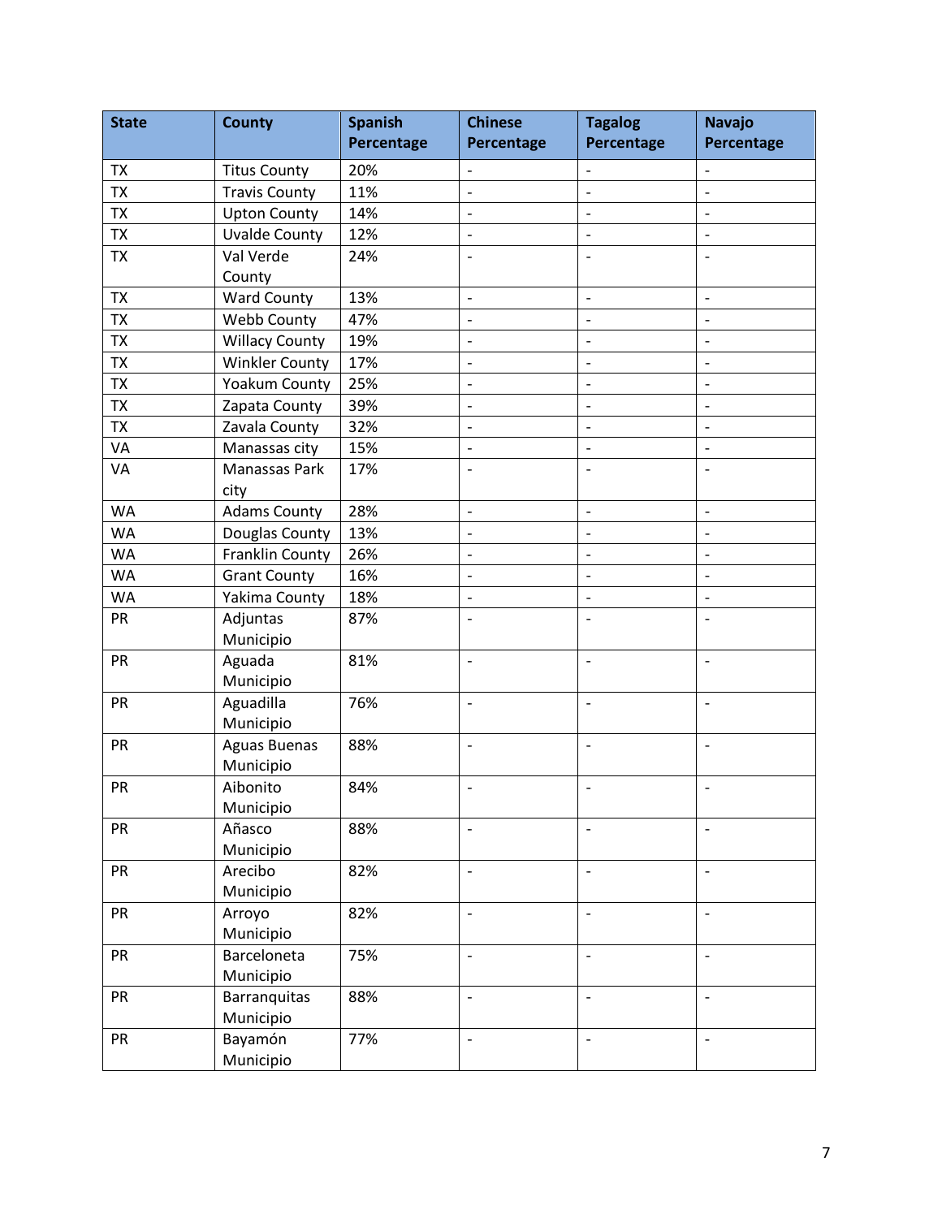| State | County | Spanish Percentage | Chinese Percentage | Tagalog Percentage | Navajo Percentage |
|---|---|---|---|---|---|
| TX | Titus County | 20% | - | - | - |
| TX | Travis County | 11% | - | - | - |
| TX | Upton County | 14% | - | - | - |
| TX | Uvalde County | 12% | - | - | - |
| TX | Val Verde County | 24% | - | - | - |
| TX | Ward County | 13% | - | - | - |
| TX | Webb County | 47% | - | - | - |
| TX | Willacy County | 19% | - | - | - |
| TX | Winkler County | 17% | - | - | - |
| TX | Yoakum County | 25% | - | - | - |
| TX | Zapata County | 39% | - | - | - |
| TX | Zavala County | 32% | - | - | - |
| VA | Manassas city | 15% | - | - | - |
| VA | Manassas Park city | 17% | - | - | - |
| WA | Adams County | 28% | - | - | - |
| WA | Douglas County | 13% | - | - | - |
| WA | Franklin County | 26% | - | - | - |
| WA | Grant County | 16% | - | - | - |
| WA | Yakima County | 18% | - | - | - |
| PR | Adjuntas Municipio | 87% | - | - | - |
| PR | Aguada Municipio | 81% | - | - | - |
| PR | Aguadilla Municipio | 76% | - | - | - |
| PR | Aguas Buenas Municipio | 88% | - | - | - |
| PR | Aibonito Municipio | 84% | - | - | - |
| PR | Añasco Municipio | 88% | - | - | - |
| PR | Arecibo Municipio | 82% | - | - | - |
| PR | Arroyo Municipio | 82% | - | - | - |
| PR | Barceloneta Municipio | 75% | - | - | - |
| PR | Barranquitas Municipio | 88% | - | - | - |
| PR | Bayamón Municipio | 77% | - | - | - |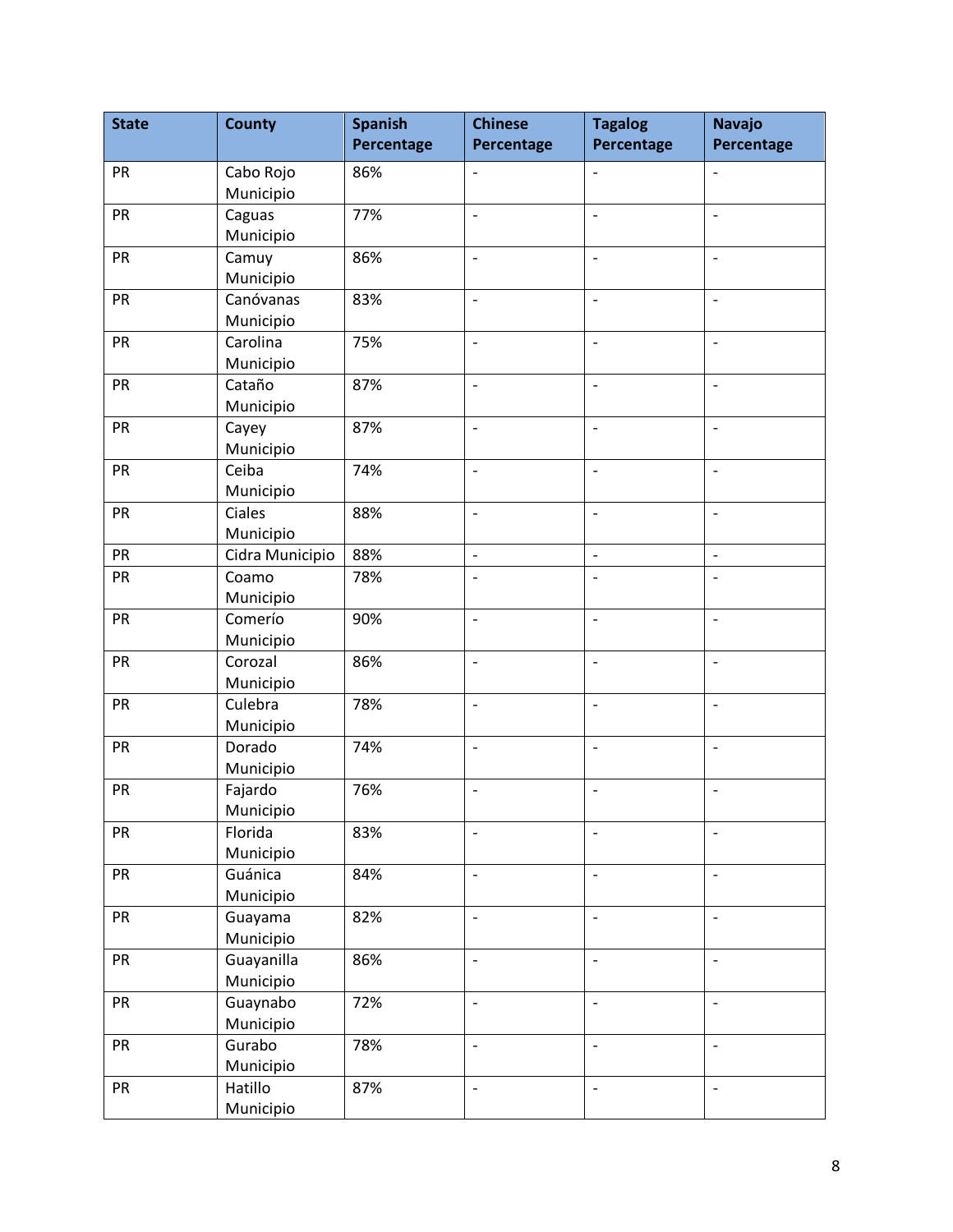| State | County | Spanish Percentage | Chinese Percentage | Tagalog Percentage | Navajo Percentage |
|---|---|---|---|---|---|
| PR | Cabo Rojo Municipio | 86% | - | - | - |
| PR | Caguas Municipio | 77% | - | - | - |
| PR | Camuy Municipio | 86% | - | - | - |
| PR | Canóvanas Municipio | 83% | - | - | - |
| PR | Carolina Municipio | 75% | - | - | - |
| PR | Cataño Municipio | 87% | - | - | - |
| PR | Cayey Municipio | 87% | - | - | - |
| PR | Ceiba Municipio | 74% | - | - | - |
| PR | Ciales Municipio | 88% | - | - | - |
| PR | Cidra Municipio | 88% | - | - | - |
| PR | Coamo Municipio | 78% | - | - | - |
| PR | Comerío Municipio | 90% | - | - | - |
| PR | Corozal Municipio | 86% | - | - | - |
| PR | Culebra Municipio | 78% | - | - | - |
| PR | Dorado Municipio | 74% | - | - | - |
| PR | Fajardo Municipio | 76% | - | - | - |
| PR | Florida Municipio | 83% | - | - | - |
| PR | Guánica Municipio | 84% | - | - | - |
| PR | Guayama Municipio | 82% | - | - | - |
| PR | Guayanilla Municipio | 86% | - | - | - |
| PR | Guaynabo Municipio | 72% | - | - | - |
| PR | Gurabo Municipio | 78% | - | - | - |
| PR | Hatillo Municipio | 87% | - | - | - |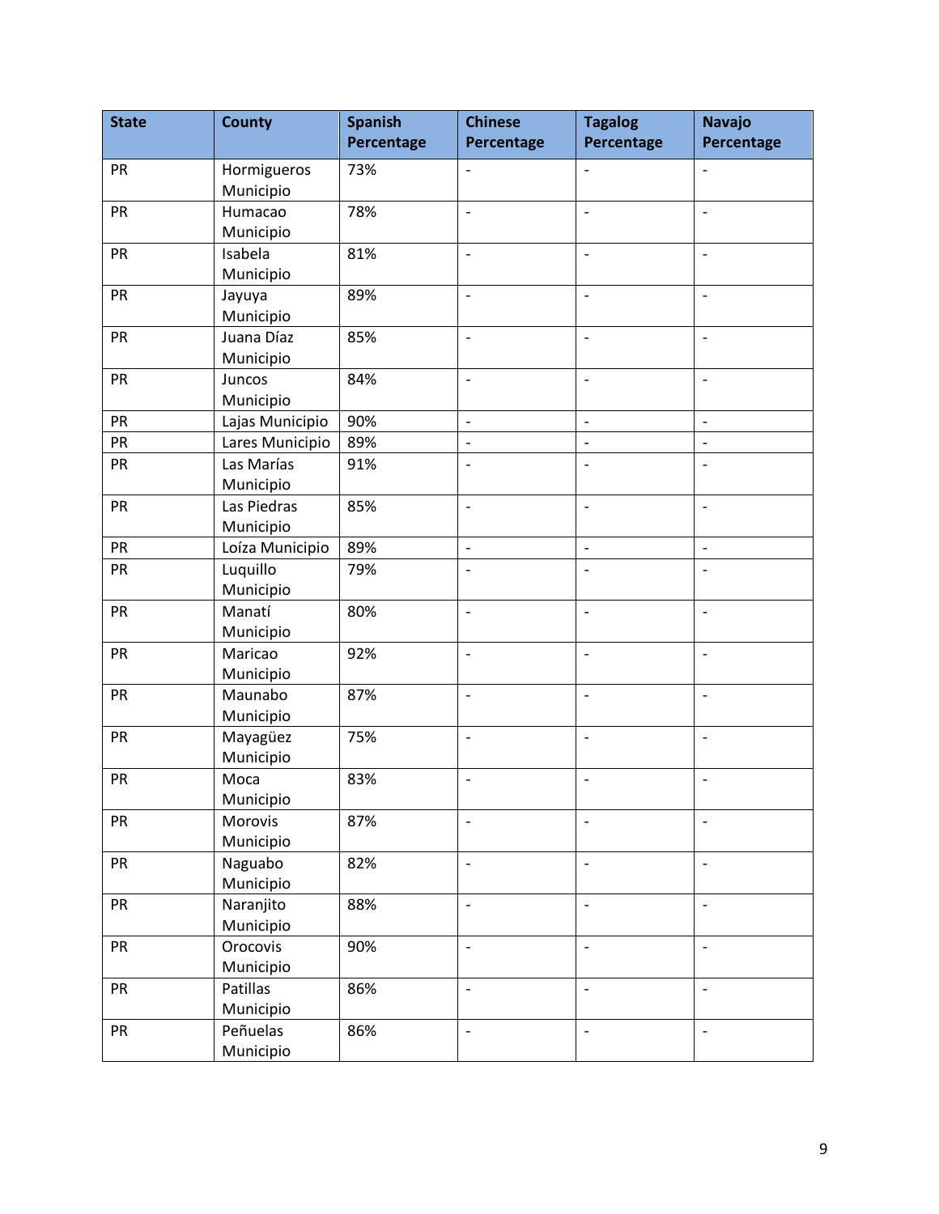| State | County | Spanish Percentage | Chinese Percentage | Tagalog Percentage | Navajo Percentage |
|---|---|---|---|---|---|
| PR | Hormigueros Municipio | 73% | - | - | - |
| PR | Humacao Municipio | 78% | - | - | - |
| PR | Isabela Municipio | 81% | - | - | - |
| PR | Jayuya Municipio | 89% | - | - | - |
| PR | Juana Díaz Municipio | 85% | - | - | - |
| PR | Juncos Municipio | 84% | - | - | - |
| PR | Lajas Municipio | 90% | - | - | - |
| PR | Lares Municipio | 89% | - | - | - |
| PR | Las Marías Municipio | 91% | - | - | - |
| PR | Las Piedras Municipio | 85% | - | - | - |
| PR | Loíza Municipio | 89% | - | - | - |
| PR | Luquillo Municipio | 79% | - | - | - |
| PR | Manatí Municipio | 80% | - | - | - |
| PR | Maricao Municipio | 92% | - | - | - |
| PR | Maunabo Municipio | 87% | - | - | - |
| PR | Mayagüez Municipio | 75% | - | - | - |
| PR | Moca Municipio | 83% | - | - | - |
| PR | Morovis Municipio | 87% | - | - | - |
| PR | Naguabo Municipio | 82% | - | - | - |
| PR | Naranjito Municipio | 88% | - | - | - |
| PR | Orocovis Municipio | 90% | - | - | - |
| PR | Patillas Municipio | 86% | - | - | - |
| PR | Peñuelas Municipio | 86% | - | - | - |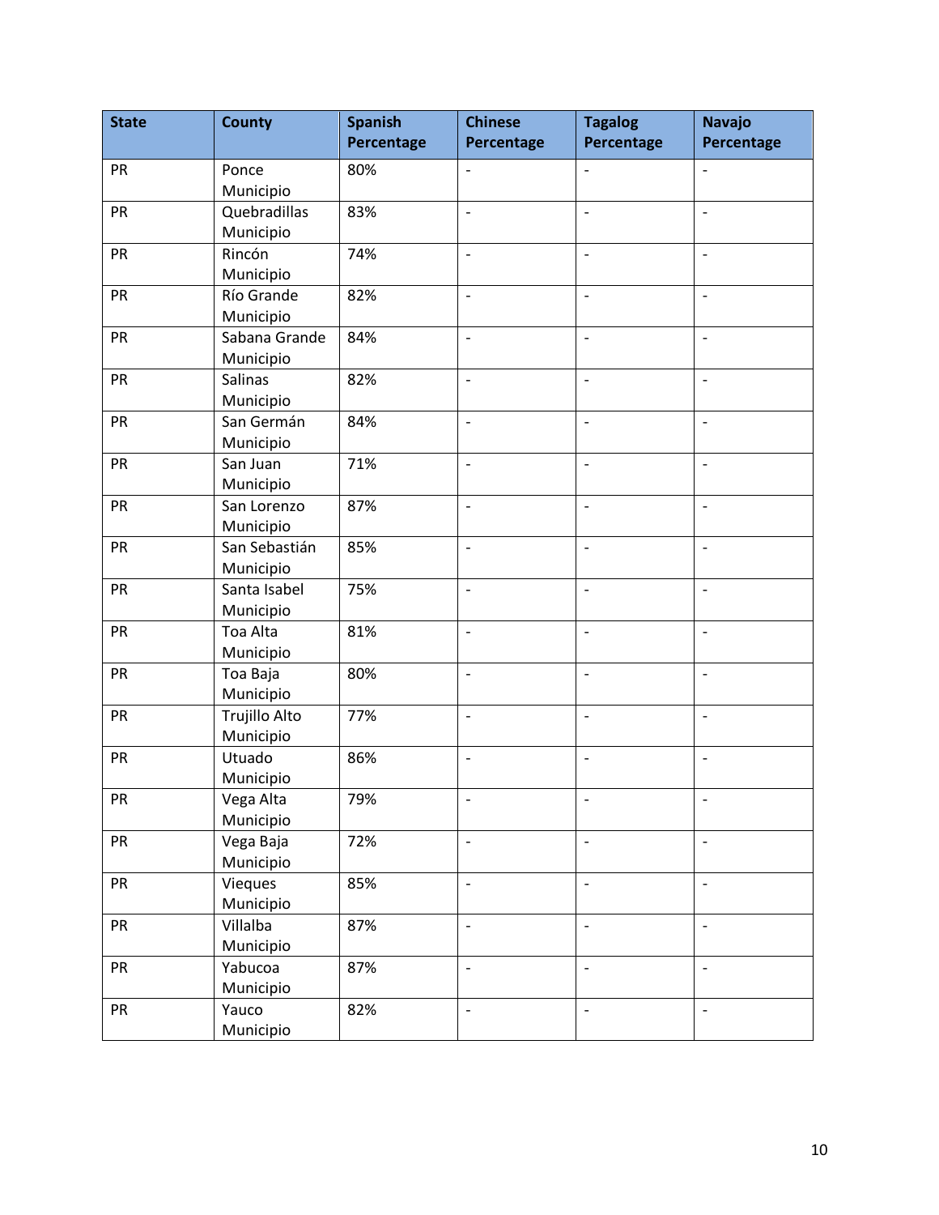| State | County | Spanish Percentage | Chinese Percentage | Tagalog Percentage | Navajo Percentage |
|---|---|---|---|---|---|
| PR | Ponce Municipio | 80% | - | - | - |
| PR | Quebradillas Municipio | 83% | - | - | - |
| PR | Rincón Municipio | 74% | - | - | - |
| PR | Río Grande Municipio | 82% | - | - | - |
| PR | Sabana Grande Municipio | 84% | - | - | - |
| PR | Salinas Municipio | 82% | - | - | - |
| PR | San Germán Municipio | 84% | - | - | - |
| PR | San Juan Municipio | 71% | - | - | - |
| PR | San Lorenzo Municipio | 87% | - | - | - |
| PR | San Sebastián Municipio | 85% | - | - | - |
| PR | Santa Isabel Municipio | 75% | - | - | - |
| PR | Toa Alta Municipio | 81% | - | - | - |
| PR | Toa Baja Municipio | 80% | - | - | - |
| PR | Trujillo Alto Municipio | 77% | - | - | - |
| PR | Utuado Municipio | 86% | - | - | - |
| PR | Vega Alta Municipio | 79% | - | - | - |
| PR | Vega Baja Municipio | 72% | - | - | - |
| PR | Vieques Municipio | 85% | - | - | - |
| PR | Villalba Municipio | 87% | - | - | - |
| PR | Yabucoa Municipio | 87% | - | - | - |
| PR | Yauco Municipio | 82% | - | - | - |